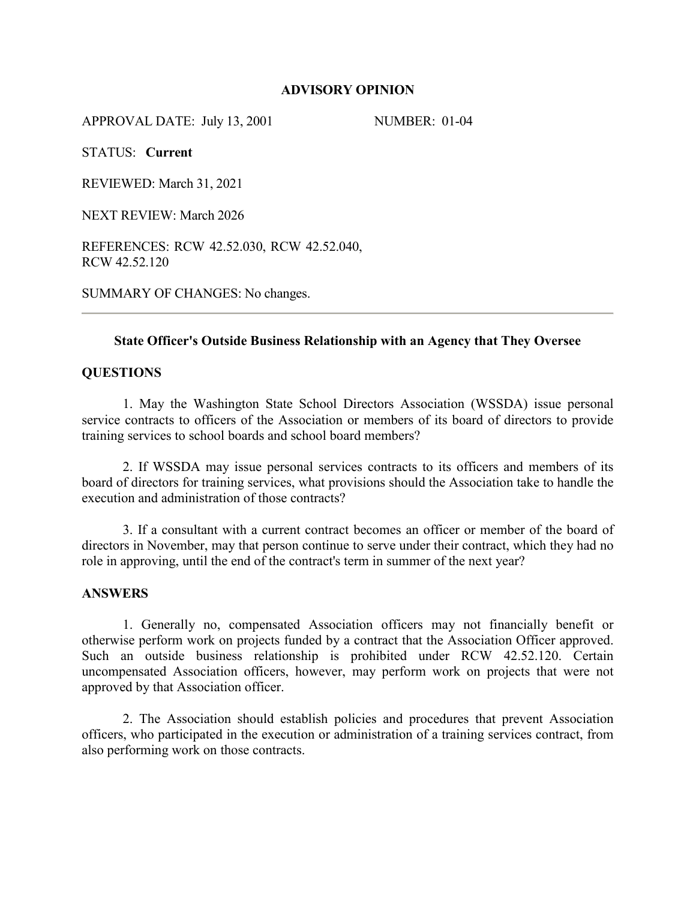# ADVISORY OPINION

APPROVAL DATE: July 13, 2001 NUMBER: 01-04

STATUS: **Current**

REVIEWED: March 31, 2021

NEXT REVIEW: March 2026

REFERENCES: RCW 42.52.030, RCW 42.52.040, RCW 42.52.120

SUMMARY OF CHANGES: No changes.

---

## State Officer's Outside Business Relationship with an Agency that They Oversee

### QUESTIONS

1. May the Washington State School Directors Association (WSSDA) issue personal service contracts to officers of the Association or members of its board of directors to provide training services to school boards and school board members?

2. If WSSDA may issue personal services contracts to its officers and members of its board of directors for training services, what provisions should the Association take to handle the execution and administration of those contracts?

3. If a consultant with a current contract becomes an officer or member of the board of directors in November, may that person continue to serve under their contract, which they had no role in approving, until the end of the contract's term in summer of the next year?

### ANSWERS

1. Generally no, compensated Association officers may not financially benefit or otherwise perform work on projects funded by a contract that the Association Officer approved. Such an outside business relationship is prohibited under RCW 42.52.120. Certain uncompensated Association officers, however, may perform work on projects that were not approved by that Association officer.

2. The Association should establish policies and procedures that prevent Association officers, who participated in the execution or administration of a training services contract, from also performing work on those contracts.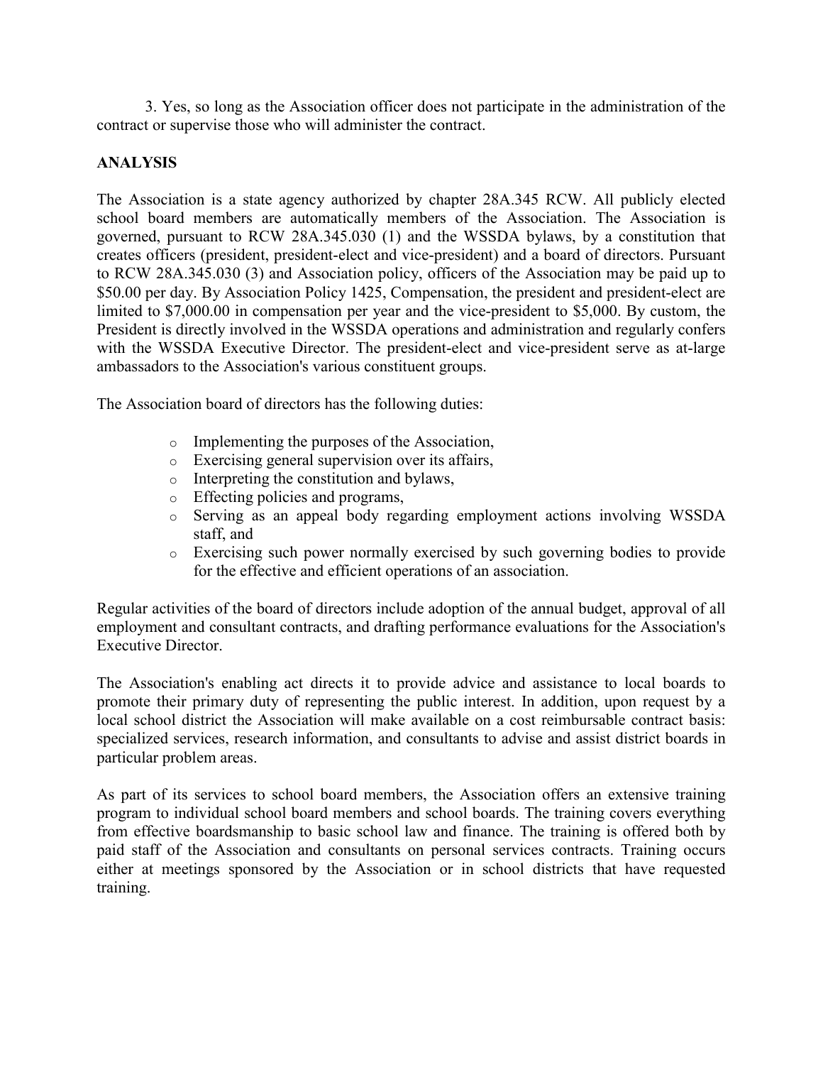3. Yes, so long as the Association officer does not participate in the administration of the contract or supervise those who will administer the contract.

**ANALYSIS**

The Association is a state agency authorized by chapter 28A.345 RCW. All publicly elected school board members are automatically members of the Association. The Association is governed, pursuant to RCW 28A.345.030 (1) and the WSSDA bylaws, by a constitution that creates officers (president, president-elect and vice-president) and a board of directors. Pursuant to RCW 28A.345.030 (3) and Association policy, officers of the Association may be paid up to \$50.00 per day. By Association Policy 1425, Compensation, the president and president-elect are limited to \$7,000.00 in compensation per year and the vice-president to \$5,000. By custom, the President is directly involved in the WSSDA operations and administration and regularly confers with the WSSDA Executive Director. The president-elect and vice-president serve as at-large ambassadors to the Association's various constituent groups.

The Association board of directors has the following duties:

- Implementing the purposes of the Association,
- Exercising general supervision over its affairs,
- Interpreting the constitution and bylaws,
- Effecting policies and programs,
- Serving as an appeal body regarding employment actions involving WSSDA staff, and
- Exercising such power normally exercised by such governing bodies to provide for the effective and efficient operations of an association.

Regular activities of the board of directors include adoption of the annual budget, approval of all employment and consultant contracts, and drafting performance evaluations for the Association's Executive Director.

The Association's enabling act directs it to provide advice and assistance to local boards to promote their primary duty of representing the public interest. In addition, upon request by a local school district the Association will make available on a cost reimbursable contract basis: specialized services, research information, and consultants to advise and assist district boards in particular problem areas.

As part of its services to school board members, the Association offers an extensive training program to individual school board members and school boards. The training covers everything from effective boardsmanship to basic school law and finance. The training is offered both by paid staff of the Association and consultants on personal services contracts. Training occurs either at meetings sponsored by the Association or in school districts that have requested training.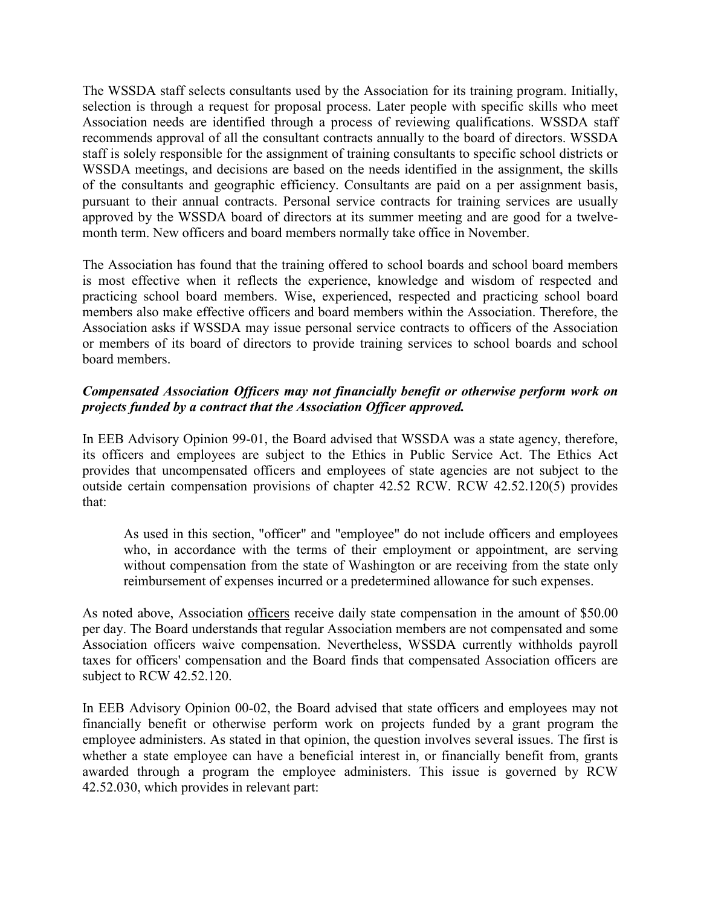The WSSDA staff selects consultants used by the Association for its training program. Initially, selection is through a request for proposal process. Later people with specific skills who meet Association needs are identified through a process of reviewing qualifications. WSSDA staff recommends approval of all the consultant contracts annually to the board of directors. WSSDA staff is solely responsible for the assignment of training consultants to specific school districts or WSSDA meetings, and decisions are based on the needs identified in the assignment, the skills of the consultants and geographic efficiency. Consultants are paid on a per assignment basis, pursuant to their annual contracts. Personal service contracts for training services are usually approved by the WSSDA board of directors at its summer meeting and are good for a twelve-month term. New officers and board members normally take office in November.

The Association has found that the training offered to school boards and school board members is most effective when it reflects the experience, knowledge and wisdom of respected and practicing school board members. Wise, experienced, respected and practicing school board members also make effective officers and board members within the Association. Therefore, the Association asks if WSSDA may issue personal service contracts to officers of the Association or members of its board of directors to provide training services to school boards and school board members.

***Compensated Association Officers may not financially benefit or otherwise perform work on projects funded by a contract that the Association Officer approved.***

In EEB Advisory Opinion 99-01, the Board advised that WSSDA was a state agency, therefore, its officers and employees are subject to the Ethics in Public Service Act. The Ethics Act provides that uncompensated officers and employees of state agencies are not subject to the outside certain compensation provisions of chapter 42.52 RCW. RCW 42.52.120(5) provides that:

> As used in this section, "officer" and "employee" do not include officers and employees who, in accordance with the terms of their employment or appointment, are serving without compensation from the state of Washington or are receiving from the state only reimbursement of expenses incurred or a predetermined allowance for such expenses.

As noted above, Association officers receive daily state compensation in the amount of $50.00 per day. The Board understands that regular Association members are not compensated and some Association officers waive compensation. Nevertheless, WSSDA currently withholds payroll taxes for officers' compensation and the Board finds that compensated Association officers are subject to RCW 42.52.120.

In EEB Advisory Opinion 00-02, the Board advised that state officers and employees may not financially benefit or otherwise perform work on projects funded by a grant program the employee administers. As stated in that opinion, the question involves several issues. The first is whether a state employee can have a beneficial interest in, or financially benefit from, grants awarded through a program the employee administers. This issue is governed by RCW 42.52.030, which provides in relevant part: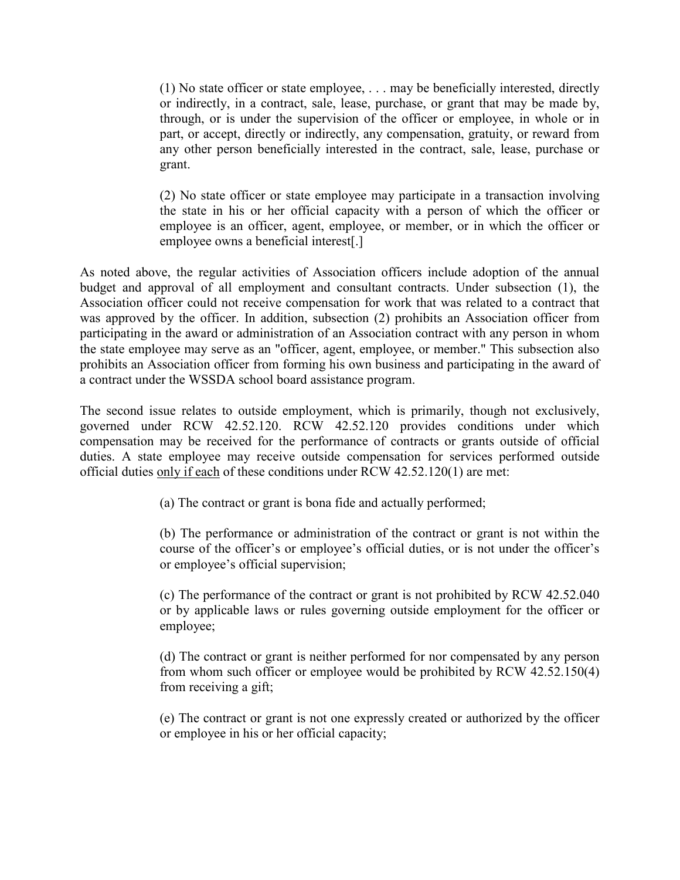> (1) No state officer or state employee, . . . may be beneficially interested, directly or indirectly, in a contract, sale, lease, purchase, or grant that may be made by, through, or is under the supervision of the officer or employee, in whole or in part, or accept, directly or indirectly, any compensation, gratuity, or reward from any other person beneficially interested in the contract, sale, lease, purchase or grant.
>
> (2) No state officer or state employee may participate in a transaction involving the state in his or her official capacity with a person of which the officer or employee is an officer, agent, employee, or member, or in which the officer or employee owns a beneficial interest[.]

As noted above, the regular activities of Association officers include adoption of the annual budget and approval of all employment and consultant contracts. Under subsection (1), the Association officer could not receive compensation for work that was related to a contract that was approved by the officer. In addition, subsection (2) prohibits an Association officer from participating in the award or administration of an Association contract with any person in whom the state employee may serve as an "officer, agent, employee, or member." This subsection also prohibits an Association officer from forming his own business and participating in the award of a contract under the WSSDA school board assistance program.

The second issue relates to outside employment, which is primarily, though not exclusively, governed under RCW 42.52.120. RCW 42.52.120 provides conditions under which compensation may be received for the performance of contracts or grants outside of official duties. A state employee may receive outside compensation for services performed outside official duties <u>only if each</u> of these conditions under RCW 42.52.120(1) are met:

> (a) The contract or grant is bona fide and actually performed;
>
> (b) The performance or administration of the contract or grant is not within the course of the officer's or employee's official duties, or is not under the officer's or employee's official supervision;
>
> (c) The performance of the contract or grant is not prohibited by RCW 42.52.040 or by applicable laws or rules governing outside employment for the officer or employee;
>
> (d) The contract or grant is neither performed for nor compensated by any person from whom such officer or employee would be prohibited by RCW 42.52.150(4) from receiving a gift;
>
> (e) The contract or grant is not one expressly created or authorized by the officer or employee in his or her official capacity;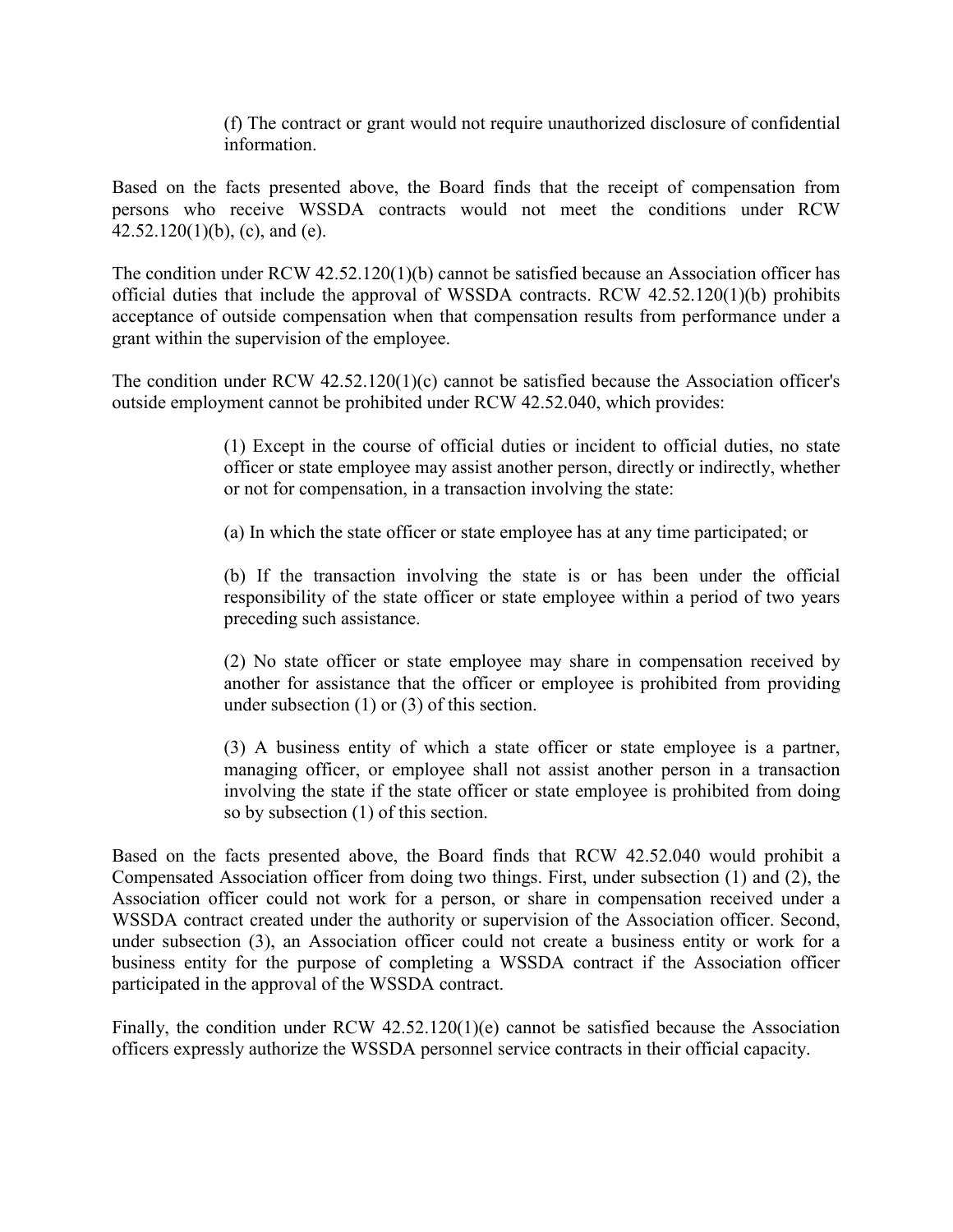> (f) The contract or grant would not require unauthorized disclosure of confidential information.

Based on the facts presented above, the Board finds that the receipt of compensation from persons who receive WSSDA contracts would not meet the conditions under RCW 42.52.120(1)(b), (c), and (e).

The condition under RCW 42.52.120(1)(b) cannot be satisfied because an Association officer has official duties that include the approval of WSSDA contracts. RCW 42.52.120(1)(b) prohibits acceptance of outside compensation when that compensation results from performance under a grant within the supervision of the employee.

The condition under RCW 42.52.120(1)(c) cannot be satisfied because the Association officer's outside employment cannot be prohibited under RCW 42.52.040, which provides:

> (1) Except in the course of official duties or incident to official duties, no state officer or state employee may assist another person, directly or indirectly, whether or not for compensation, in a transaction involving the state:
>
> (a) In which the state officer or state employee has at any time participated; or
>
> (b) If the transaction involving the state is or has been under the official responsibility of the state officer or state employee within a period of two years preceding such assistance.
>
> (2) No state officer or state employee may share in compensation received by another for assistance that the officer or employee is prohibited from providing under subsection (1) or (3) of this section.
>
> (3) A business entity of which a state officer or state employee is a partner, managing officer, or employee shall not assist another person in a transaction involving the state if the state officer or state employee is prohibited from doing so by subsection (1) of this section.

Based on the facts presented above, the Board finds that RCW 42.52.040 would prohibit a Compensated Association officer from doing two things. First, under subsection (1) and (2), the Association officer could not work for a person, or share in compensation received under a WSSDA contract created under the authority or supervision of the Association officer. Second, under subsection (3), an Association officer could not create a business entity or work for a business entity for the purpose of completing a WSSDA contract if the Association officer participated in the approval of the WSSDA contract.

Finally, the condition under RCW 42.52.120(1)(e) cannot be satisfied because the Association officers expressly authorize the WSSDA personnel service contracts in their official capacity.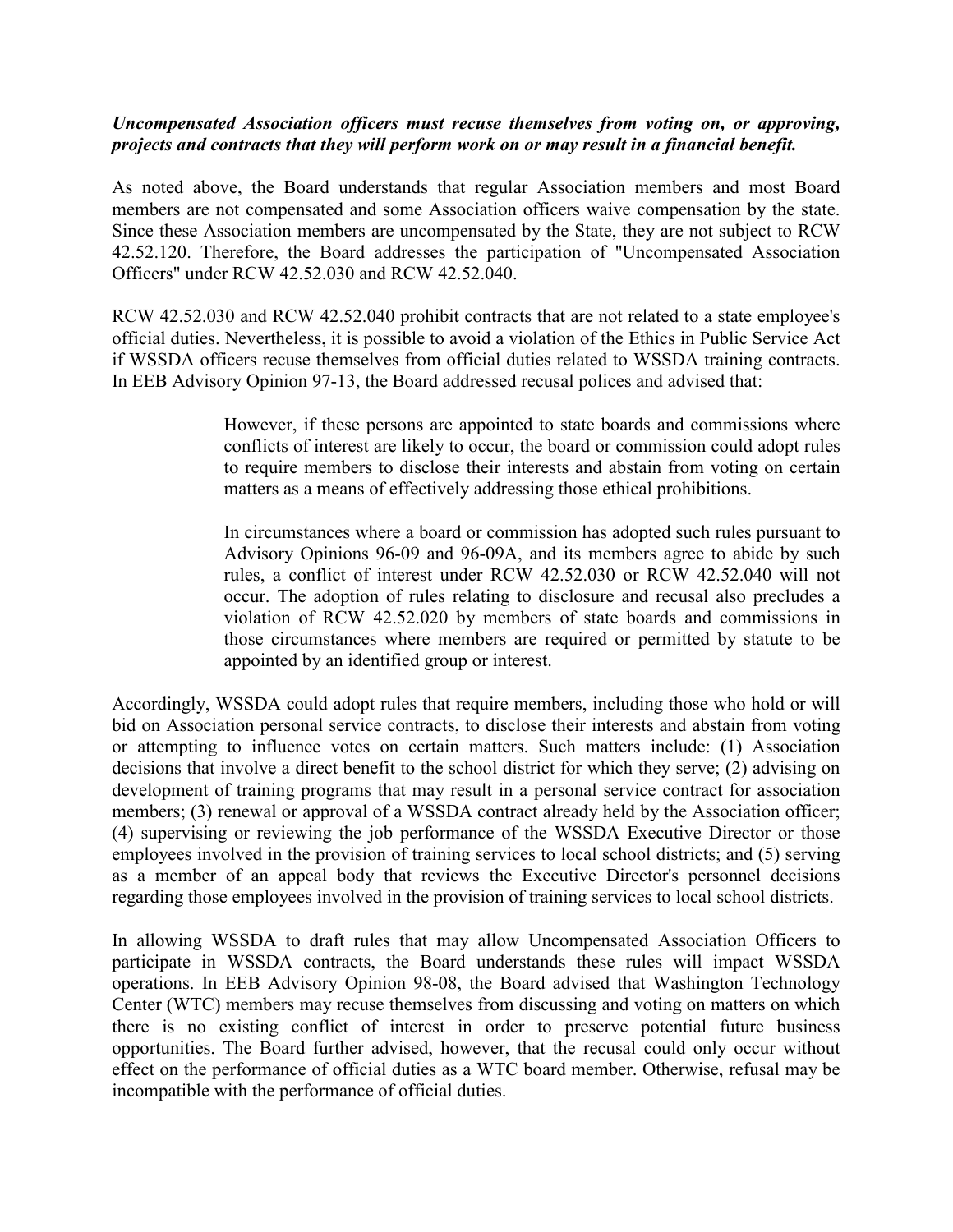***Uncompensated Association officers must recuse themselves from voting on, or approving, projects and contracts that they will perform work on or may result in a financial benefit.***

As noted above, the Board understands that regular Association members and most Board members are not compensated and some Association officers waive compensation by the state. Since these Association members are uncompensated by the State, they are not subject to RCW 42.52.120. Therefore, the Board addresses the participation of "Uncompensated Association Officers" under RCW 42.52.030 and RCW 42.52.040.

RCW 42.52.030 and RCW 42.52.040 prohibit contracts that are not related to a state employee's official duties. Nevertheless, it is possible to avoid a violation of the Ethics in Public Service Act if WSSDA officers recuse themselves from official duties related to WSSDA training contracts. In EEB Advisory Opinion 97-13, the Board addressed recusal polices and advised that:

> However, if these persons are appointed to state boards and commissions where conflicts of interest are likely to occur, the board or commission could adopt rules to require members to disclose their interests and abstain from voting on certain matters as a means of effectively addressing those ethical prohibitions.
>
> In circumstances where a board or commission has adopted such rules pursuant to Advisory Opinions 96-09 and 96-09A, and its members agree to abide by such rules, a conflict of interest under RCW 42.52.030 or RCW 42.52.040 will not occur. The adoption of rules relating to disclosure and recusal also precludes a violation of RCW 42.52.020 by members of state boards and commissions in those circumstances where members are required or permitted by statute to be appointed by an identified group or interest.

Accordingly, WSSDA could adopt rules that require members, including those who hold or will bid on Association personal service contracts, to disclose their interests and abstain from voting or attempting to influence votes on certain matters. Such matters include: (1) Association decisions that involve a direct benefit to the school district for which they serve; (2) advising on development of training programs that may result in a personal service contract for association members; (3) renewal or approval of a WSSDA contract already held by the Association officer; (4) supervising or reviewing the job performance of the WSSDA Executive Director or those employees involved in the provision of training services to local school districts; and (5) serving as a member of an appeal body that reviews the Executive Director's personnel decisions regarding those employees involved in the provision of training services to local school districts.

In allowing WSSDA to draft rules that may allow Uncompensated Association Officers to participate in WSSDA contracts, the Board understands these rules will impact WSSDA operations. In EEB Advisory Opinion 98-08, the Board advised that Washington Technology Center (WTC) members may recuse themselves from discussing and voting on matters on which there is no existing conflict of interest in order to preserve potential future business opportunities. The Board further advised, however, that the recusal could only occur without effect on the performance of official duties as a WTC board member. Otherwise, refusal may be incompatible with the performance of official duties.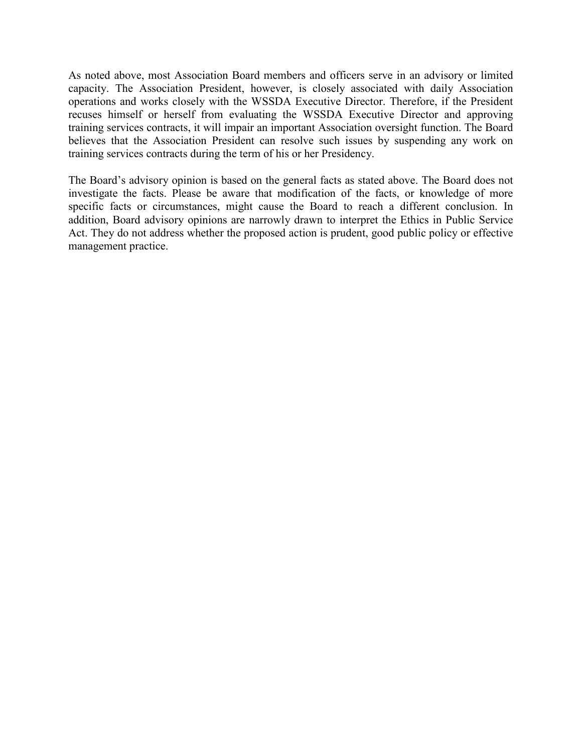As noted above, most Association Board members and officers serve in an advisory or limited capacity. The Association President, however, is closely associated with daily Association operations and works closely with the WSSDA Executive Director. Therefore, if the President recuses himself or herself from evaluating the WSSDA Executive Director and approving training services contracts, it will impair an important Association oversight function. The Board believes that the Association President can resolve such issues by suspending any work on training services contracts during the term of his or her Presidency.

The Board's advisory opinion is based on the general facts as stated above. The Board does not investigate the facts. Please be aware that modification of the facts, or knowledge of more specific facts or circumstances, might cause the Board to reach a different conclusion. In addition, Board advisory opinions are narrowly drawn to interpret the Ethics in Public Service Act. They do not address whether the proposed action is prudent, good public policy or effective management practice.